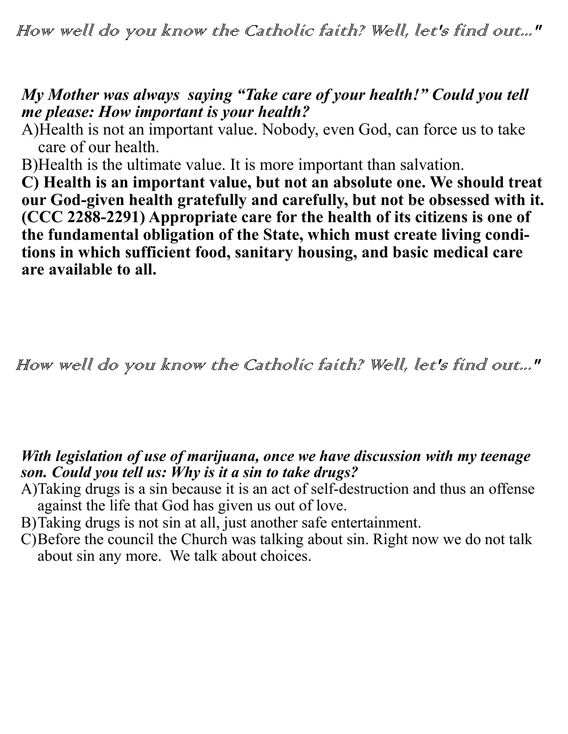*How well do you know the Catholic faith? Well, let's find out..."*

***My Mother was always saying "Take care of your health!" Could you tell me please: How important is your health?***

A)Health is not an important value. Nobody, even God, can force us to take care of our health.

B)Health is the ultimate value. It is more important than salvation.

**C) Health is an important value, but not an absolute one. We should treat our God-given health gratefully and carefully, but not be obsessed with it. (CCC 2288-2291) Appropriate care for the health of its citizens is one of the fundamental obligation of the State, which must create living conditions in which sufficient food, sanitary housing, and basic medical care are available to all.**

*How well do you know the Catholic faith? Well, let's find out..."*

***With legislation of use of marijuana, once we have discussion with my teenage son. Could you tell us: Why is it a sin to take drugs?***

A)Taking drugs is a sin because it is an act of self-destruction and thus an offense against the life that God has given us out of love.

B)Taking drugs is not sin at all, just another safe entertainment.

C)Before the council the Church was talking about sin. Right now we do not talk about sin any more. We talk about choices.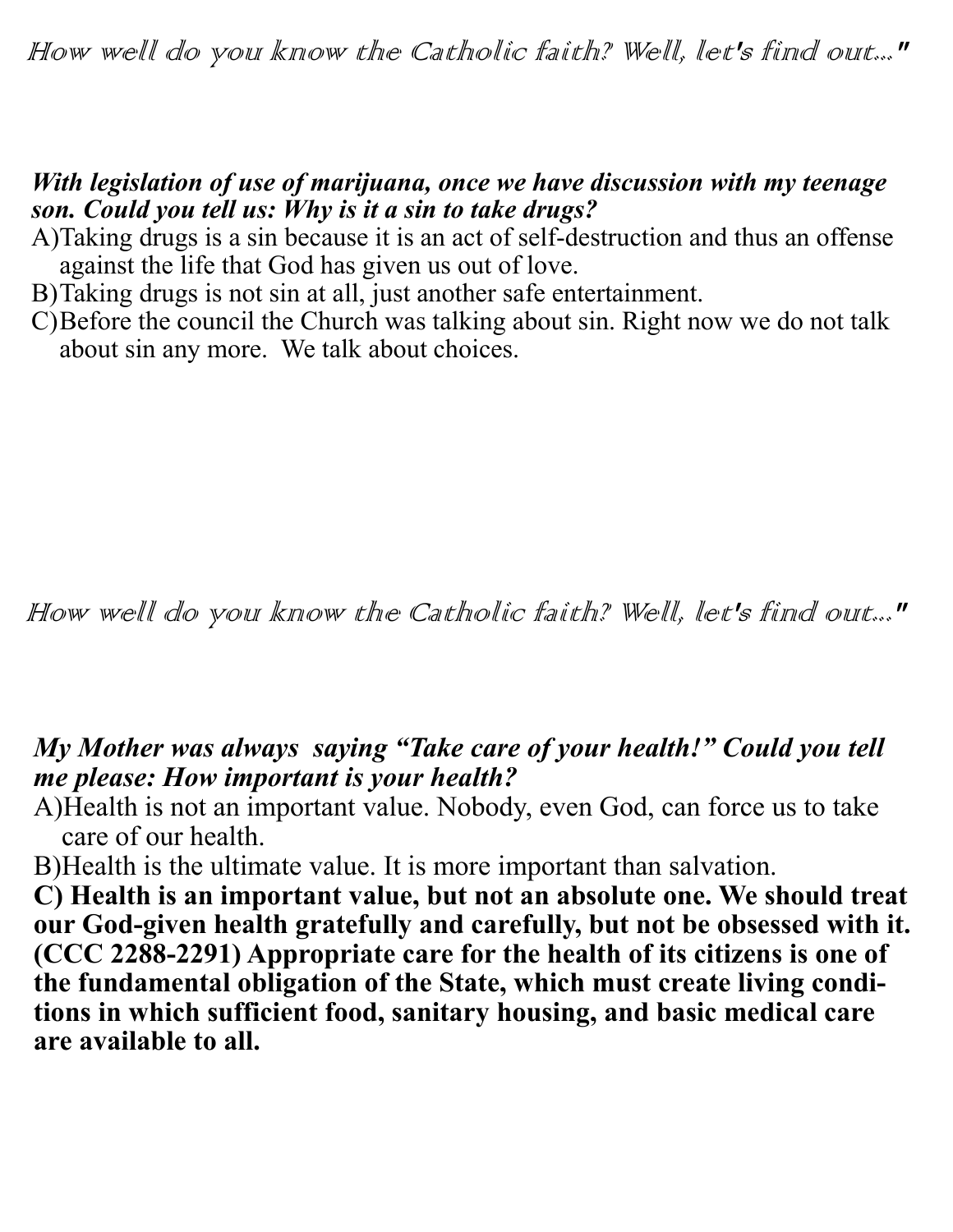*How well do you know the Catholic faith? Well, let's find out..."*

***With legislation of use of marijuana, once we have discussion with my teenage son. Could you tell us: Why is it a sin to take drugs?***

A)Taking drugs is a sin because it is an act of self-destruction and thus an offense against the life that God has given us out of love.

B)Taking drugs is not sin at all, just another safe entertainment.

C)Before the council the Church was talking about sin. Right now we do not talk about sin any more. We talk about choices.

*How well do you know the Catholic faith? Well, let's find out..."*

***My Mother was always saying "Take care of your health!" Could you tell me please: How important is your health?***

A)Health is not an important value. Nobody, even God, can force us to take care of our health.

B)Health is the ultimate value. It is more important than salvation.

**C) Health is an important value, but not an absolute one. We should treat our God-given health gratefully and carefully, but not be obsessed with it. (CCC 2288-2291) Appropriate care for the health of its citizens is one of the fundamental obligation of the State, which must create living conditions in which sufficient food, sanitary housing, and basic medical care are available to all.**